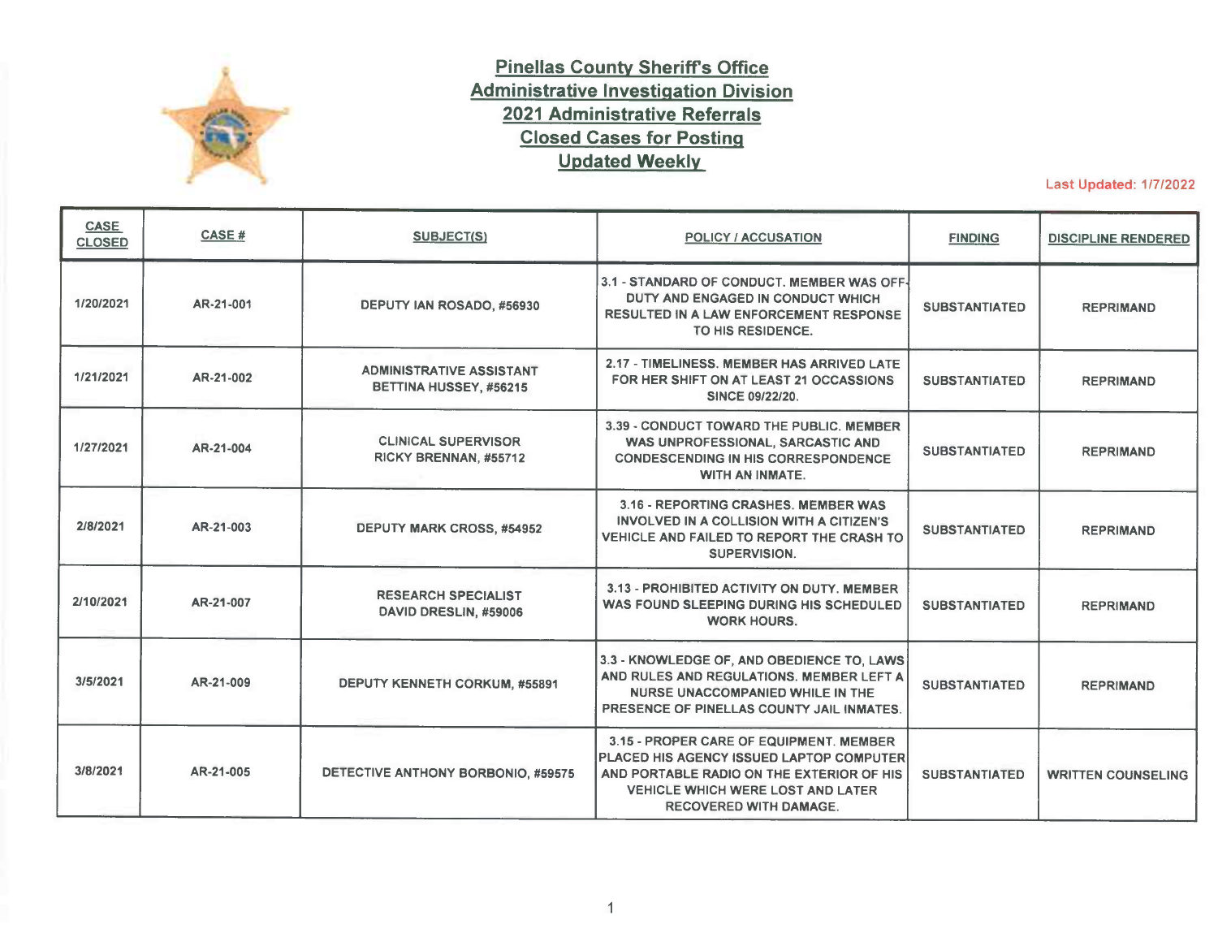# Pinellas County Sheriff's Office
## Administrative Investigation Division
## 2021 Administrative Referrals
## Closed Cases for Posting
## Updated Weekly

Last Updated: 1/7/2022

| CASE CLOSED | CASE # | SUBJECT(S) | POLICY / ACCUSATION | FINDING | DISCIPLINE RENDERED |
|---|---|---|---|---|---|
| 1/20/2021 | AR-21-001 | DEPUTY IAN ROSADO, #56930 | 3.1 - STANDARD OF CONDUCT. MEMBER WAS OFF-DUTY AND ENGAGED IN CONDUCT WHICH RESULTED IN A LAW ENFORCEMENT RESPONSE TO HIS RESIDENCE. | SUBSTANTIATED | REPRIMAND |
| 1/21/2021 | AR-21-002 | ADMINISTRATIVE ASSISTANT BETTINA HUSSEY, #56215 | 2.17 - TIMELINESS. MEMBER HAS ARRIVED LATE FOR HER SHIFT ON AT LEAST 21 OCCASSIONS SINCE 09/22/20. | SUBSTANTIATED | REPRIMAND |
| 1/27/2021 | AR-21-004 | CLINICAL SUPERVISOR RICKY BRENNAN, #55712 | 3.39 - CONDUCT TOWARD THE PUBLIC. MEMBER WAS UNPROFESSIONAL, SARCASTIC AND CONDESCENDING IN HIS CORRESPONDENCE WITH AN INMATE. | SUBSTANTIATED | REPRIMAND |
| 2/8/2021 | AR-21-003 | DEPUTY MARK CROSS, #54952 | 3.16 - REPORTING CRASHES. MEMBER WAS INVOLVED IN A COLLISION WITH A CITIZEN'S VEHICLE AND FAILED TO REPORT THE CRASH TO SUPERVISION. | SUBSTANTIATED | REPRIMAND |
| 2/10/2021 | AR-21-007 | RESEARCH SPECIALIST DAVID DRESLIN, #59006 | 3.13 - PROHIBITED ACTIVITY ON DUTY. MEMBER WAS FOUND SLEEPING DURING HIS SCHEDULED WORK HOURS. | SUBSTANTIATED | REPRIMAND |
| 3/5/2021 | AR-21-009 | DEPUTY KENNETH CORKUM, #55891 | 3.3 - KNOWLEDGE OF, AND OBEDIENCE TO, LAWS AND RULES AND REGULATIONS. MEMBER LEFT A NURSE UNACCOMPANIED WHILE IN THE PRESENCE OF PINELLAS COUNTY JAIL INMATES. | SUBSTANTIATED | REPRIMAND |
| 3/8/2021 | AR-21-005 | DETECTIVE ANTHONY BORBONIO, #59575 | 3.15 - PROPER CARE OF EQUIPMENT. MEMBER PLACED HIS AGENCY ISSUED LAPTOP COMPUTER AND PORTABLE RADIO ON THE EXTERIOR OF HIS VEHICLE WHICH WERE LOST AND LATER RECOVERED WITH DAMAGE. | SUBSTANTIATED | WRITTEN COUNSELING |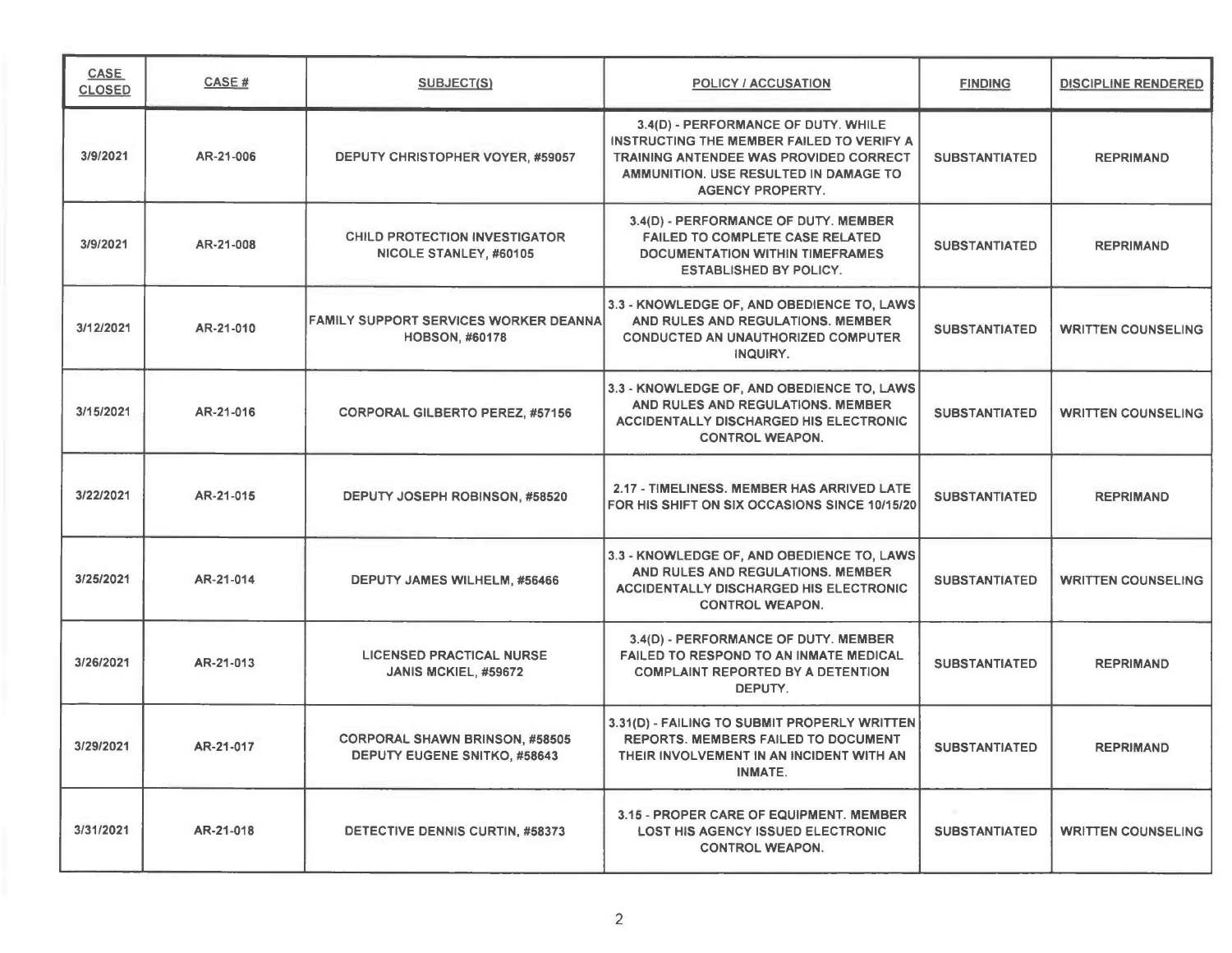| CASE CLOSED | CASE # | SUBJECT(S) | POLICY / ACCUSATION | FINDING | DISCIPLINE RENDERED |
|---|---|---|---|---|---|
| 3/9/2021 | AR-21-006 | DEPUTY CHRISTOPHER VOYER, #59057 | 3.4(D) - PERFORMANCE OF DUTY. WHILE INSTRUCTING THE MEMBER FAILED TO VERIFY A TRAINING ANTENDEE WAS PROVIDED CORRECT AMMUNITION. USE RESULTED IN DAMAGE TO AGENCY PROPERTY. | SUBSTANTIATED | REPRIMAND |
| 3/9/2021 | AR-21-008 | CHILD PROTECTION INVESTIGATOR NICOLE STANLEY, #60105 | 3.4(D) - PERFORMANCE OF DUTY. MEMBER FAILED TO COMPLETE CASE RELATED DOCUMENTATION WITHIN TIMEFRAMES ESTABLISHED BY POLICY. | SUBSTANTIATED | REPRIMAND |
| 3/12/2021 | AR-21-010 | FAMILY SUPPORT SERVICES WORKER DEANNA HOBSON, #60178 | 3.3 - KNOWLEDGE OF, AND OBEDIENCE TO, LAWS AND RULES AND REGULATIONS. MEMBER CONDUCTED AN UNAUTHORIZED COMPUTER INQUIRY. | SUBSTANTIATED | WRITTEN COUNSELING |
| 3/15/2021 | AR-21-016 | CORPORAL GILBERTO PEREZ, #57156 | 3.3 - KNOWLEDGE OF, AND OBEDIENCE TO, LAWS AND RULES AND REGULATIONS. MEMBER ACCIDENTALLY DISCHARGED HIS ELECTRONIC CONTROL WEAPON. | SUBSTANTIATED | WRITTEN COUNSELING |
| 3/22/2021 | AR-21-015 | DEPUTY JOSEPH ROBINSON, #58520 | 2.17 - TIMELINESS. MEMBER HAS ARRIVED LATE FOR HIS SHIFT ON SIX OCCASIONS SINCE 10/15/20 | SUBSTANTIATED | REPRIMAND |
| 3/25/2021 | AR-21-014 | DEPUTY JAMES WILHELM, #56466 | 3.3 - KNOWLEDGE OF, AND OBEDIENCE TO, LAWS AND RULES AND REGULATIONS. MEMBER ACCIDENTALLY DISCHARGED HIS ELECTRONIC CONTROL WEAPON. | SUBSTANTIATED | WRITTEN COUNSELING |
| 3/26/2021 | AR-21-013 | LICENSED PRACTICAL NURSE JANIS MCKIEL, #59672 | 3.4(D) - PERFORMANCE OF DUTY. MEMBER FAILED TO RESPOND TO AN INMATE MEDICAL COMPLAINT REPORTED BY A DETENTION DEPUTY. | SUBSTANTIATED | REPRIMAND |
| 3/29/2021 | AR-21-017 | CORPORAL SHAWN BRINSON, #58505<br>DEPUTY EUGENE SNITKO, #58643 | 3.31(D) - FAILING TO SUBMIT PROPERLY WRITTEN REPORTS. MEMBERS FAILED TO DOCUMENT THEIR INVOLVEMENT IN AN INCIDENT WITH AN INMATE. | SUBSTANTIATED | REPRIMAND |
| 3/31/2021 | AR-21-018 | DETECTIVE DENNIS CURTIN, #58373 | 3.15 - PROPER CARE OF EQUIPMENT. MEMBER LOST HIS AGENCY ISSUED ELECTRONIC CONTROL WEAPON. | SUBSTANTIATED | WRITTEN COUNSELING |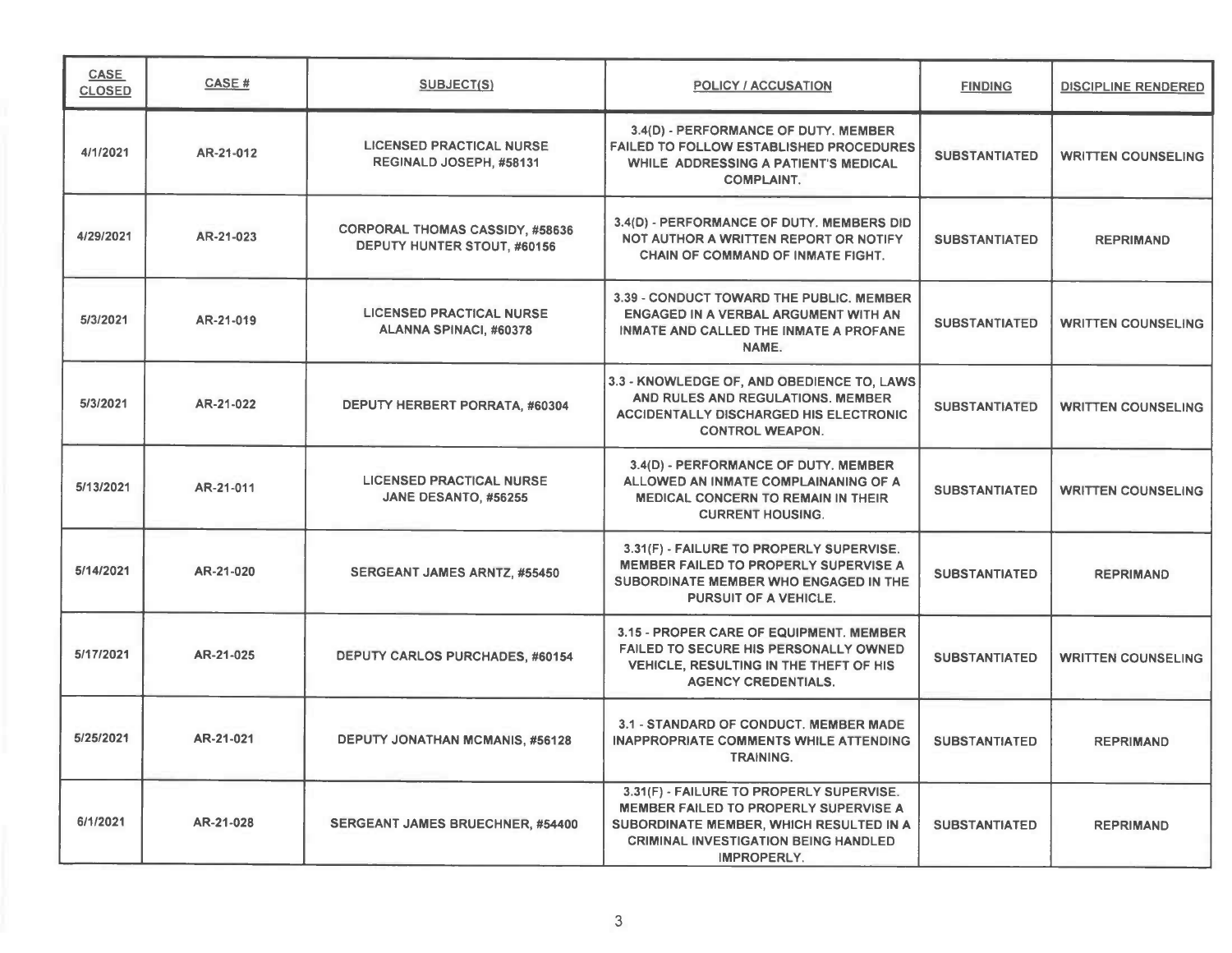| CASE CLOSED | CASE # | SUBJECT(S) | POLICY / ACCUSATION | FINDING | DISCIPLINE RENDERED |
|---|---|---|---|---|---|
| 4/1/2021 | AR-21-012 | LICENSED PRACTICAL NURSE REGINALD JOSEPH, #58131 | 3.4(D) - PERFORMANCE OF DUTY. MEMBER FAILED TO FOLLOW ESTABLISHED PROCEDURES WHILE ADDRESSING A PATIENT'S MEDICAL COMPLAINT. | SUBSTANTIATED | WRITTEN COUNSELING |
| 4/29/2021 | AR-21-023 | CORPORAL THOMAS CASSIDY, #58636 DEPUTY HUNTER STOUT, #60156 | 3.4(D) - PERFORMANCE OF DUTY. MEMBERS DID NOT AUTHOR A WRITTEN REPORT OR NOTIFY CHAIN OF COMMAND OF INMATE FIGHT. | SUBSTANTIATED | REPRIMAND |
| 5/3/2021 | AR-21-019 | LICENSED PRACTICAL NURSE ALANNA SPINACI, #60378 | 3.39 - CONDUCT TOWARD THE PUBLIC. MEMBER ENGAGED IN A VERBAL ARGUMENT WITH AN INMATE AND CALLED THE INMATE A PROFANE NAME. | SUBSTANTIATED | WRITTEN COUNSELING |
| 5/3/2021 | AR-21-022 | DEPUTY HERBERT PORRATA, #60304 | 3.3 - KNOWLEDGE OF, AND OBEDIENCE TO, LAWS AND RULES AND REGULATIONS. MEMBER ACCIDENTALLY DISCHARGED HIS ELECTRONIC CONTROL WEAPON. | SUBSTANTIATED | WRITTEN COUNSELING |
| 5/13/2021 | AR-21-011 | LICENSED PRACTICAL NURSE JANE DESANTO, #56255 | 3.4(D) - PERFORMANCE OF DUTY. MEMBER ALLOWED AN INMATE COMPLAINANING OF A MEDICAL CONCERN TO REMAIN IN THEIR CURRENT HOUSING. | SUBSTANTIATED | WRITTEN COUNSELING |
| 5/14/2021 | AR-21-020 | SERGEANT JAMES ARNTZ, #55450 | 3.31(F) - FAILURE TO PROPERLY SUPERVISE. MEMBER FAILED TO PROPERLY SUPERVISE A SUBORDINATE MEMBER WHO ENGAGED IN THE PURSUIT OF A VEHICLE. | SUBSTANTIATED | REPRIMAND |
| 5/17/2021 | AR-21-025 | DEPUTY CARLOS PURCHADES, #60154 | 3.15 - PROPER CARE OF EQUIPMENT. MEMBER FAILED TO SECURE HIS PERSONALLY OWNED VEHICLE, RESULTING IN THE THEFT OF HIS AGENCY CREDENTIALS. | SUBSTANTIATED | WRITTEN COUNSELING |
| 5/25/2021 | AR-21-021 | DEPUTY JONATHAN MCMANIS, #56128 | 3.1 - STANDARD OF CONDUCT. MEMBER MADE INAPPROPRIATE COMMENTS WHILE ATTENDING TRAINING. | SUBSTANTIATED | REPRIMAND |
| 6/1/2021 | AR-21-028 | SERGEANT JAMES BRUECHNER, #54400 | 3.31(F) - FAILURE TO PROPERLY SUPERVISE. MEMBER FAILED TO PROPERLY SUPERVISE A SUBORDINATE MEMBER, WHICH RESULTED IN A CRIMINAL INVESTIGATION BEING HANDLED IMPROPERLY. | SUBSTANTIATED | REPRIMAND |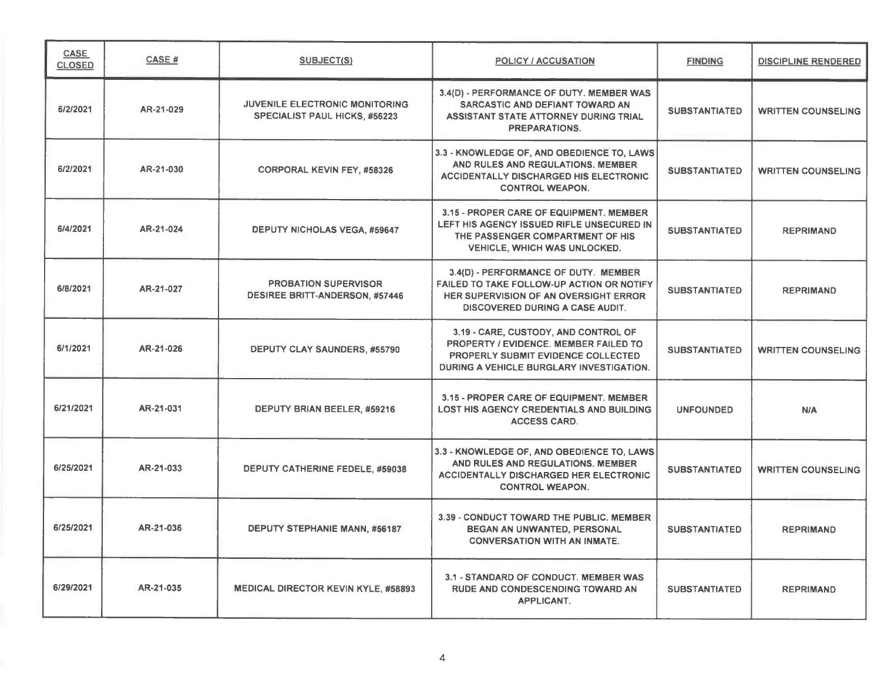| CASE CLOSED | CASE # | SUBJECT(S) | POLICY / ACCUSATION | FINDING | DISCIPLINE RENDERED |
|---|---|---|---|---|---|
| 6/2/2021 | AR-21-029 | JUVENILE ELECTRONIC MONITORING SPECIALIST PAUL HICKS, #56223 | 3.4(D) - PERFORMANCE OF DUTY. MEMBER WAS SARCASTIC AND DEFIANT TOWARD AN ASSISTANT STATE ATTORNEY DURING TRIAL PREPARATIONS. | SUBSTANTIATED | WRITTEN COUNSELING |
| 6/2/2021 | AR-21-030 | CORPORAL KEVIN FEY, #58326 | 3.3 - KNOWLEDGE OF, AND OBEDIENCE TO, LAWS AND RULES AND REGULATIONS. MEMBER ACCIDENTALLY DISCHARGED HIS ELECTRONIC CONTROL WEAPON. | SUBSTANTIATED | WRITTEN COUNSELING |
| 6/4/2021 | AR-21-024 | DEPUTY NICHOLAS VEGA, #59647 | 3.15 - PROPER CARE OF EQUIPMENT. MEMBER LEFT HIS AGENCY ISSUED RIFLE UNSECURED IN THE PASSENGER COMPARTMENT OF HIS VEHICLE, WHICH WAS UNLOCKED. | SUBSTANTIATED | REPRIMAND |
| 6/8/2021 | AR-21-027 | PROBATION SUPERVISOR DESIREE BRITT-ANDERSON, #57446 | 3.4(D) - PERFORMANCE OF DUTY. MEMBER FAILED TO TAKE FOLLOW-UP ACTION OR NOTIFY HER SUPERVISION OF AN OVERSIGHT ERROR DISCOVERED DURING A CASE AUDIT. | SUBSTANTIATED | REPRIMAND |
| 6/1/2021 | AR-21-026 | DEPUTY CLAY SAUNDERS, #55790 | 3.19 - CARE, CUSTODY, AND CONTROL OF PROPERTY / EVIDENCE. MEMBER FAILED TO PROPERLY SUBMIT EVIDENCE COLLECTED DURING A VEHICLE BURGLARY INVESTIGATION. | SUBSTANTIATED | WRITTEN COUNSELING |
| 6/21/2021 | AR-21-031 | DEPUTY BRIAN BEELER, #59216 | 3.15 - PROPER CARE OF EQUIPMENT. MEMBER LOST HIS AGENCY CREDENTIALS AND BUILDING ACCESS CARD. | UNFOUNDED | N/A |
| 6/25/2021 | AR-21-033 | DEPUTY CATHERINE FEDELE, #59038 | 3.3 - KNOWLEDGE OF, AND OBEDIENCE TO, LAWS AND RULES AND REGULATIONS. MEMBER ACCIDENTALLY DISCHARGED HER ELECTRONIC CONTROL WEAPON. | SUBSTANTIATED | WRITTEN COUNSELING |
| 6/25/2021 | AR-21-036 | DEPUTY STEPHANIE MANN, #56187 | 3.39 - CONDUCT TOWARD THE PUBLIC. MEMBER BEGAN AN UNWANTED, PERSONAL CONVERSATION WITH AN INMATE. | SUBSTANTIATED | REPRIMAND |
| 6/29/2021 | AR-21-035 | MEDICAL DIRECTOR KEVIN KYLE, #58893 | 3.1 - STANDARD OF CONDUCT. MEMBER WAS RUDE AND CONDESCENDING TOWARD AN APPLICANT. | SUBSTANTIATED | REPRIMAND |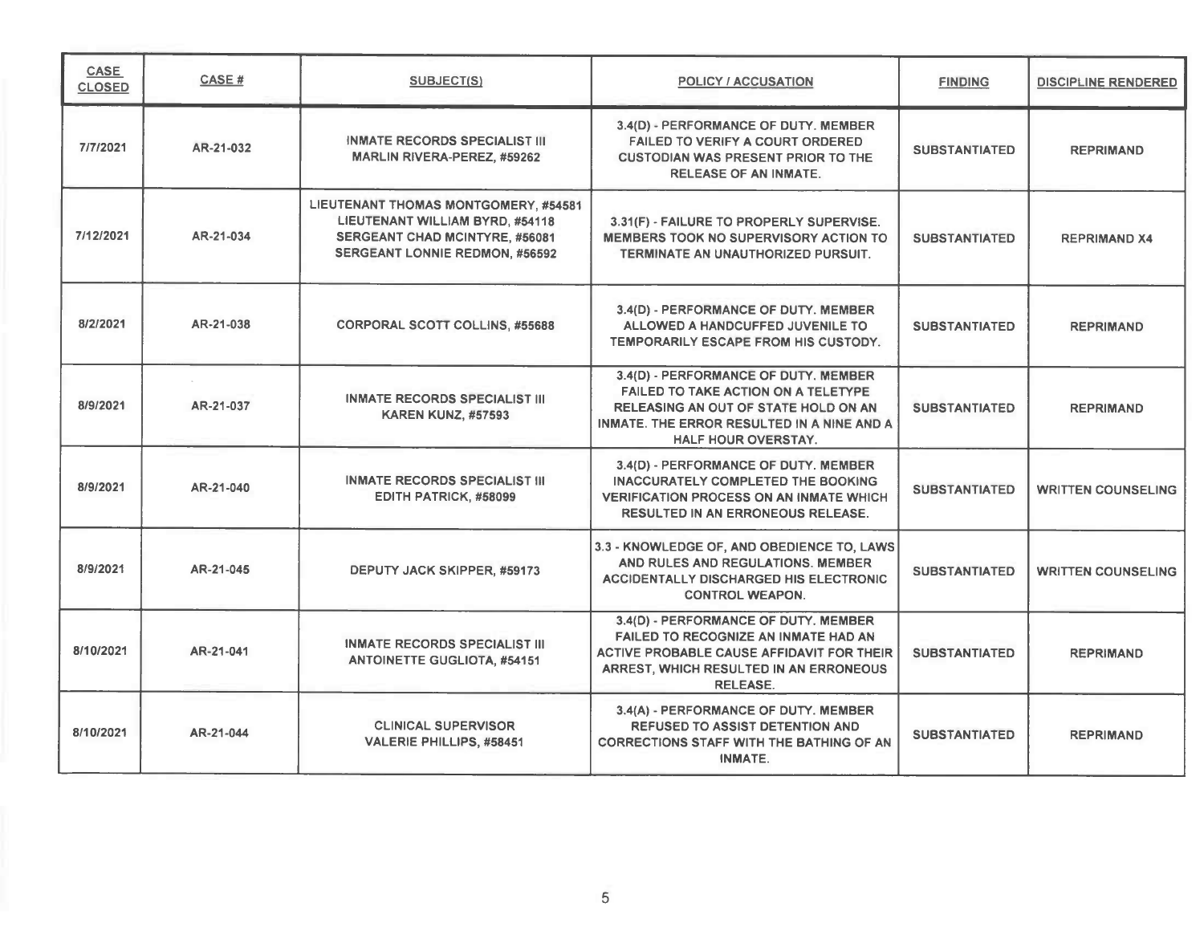| CASE CLOSED | CASE # | SUBJECT(S) | POLICY / ACCUSATION | FINDING | DISCIPLINE RENDERED |
|---|---|---|---|---|---|
| 7/7/2021 | AR-21-032 | INMATE RECORDS SPECIALIST III MARLIN RIVERA-PEREZ, #59262 | 3.4(D) - PERFORMANCE OF DUTY. MEMBER FAILED TO VERIFY A COURT ORDERED CUSTODIAN WAS PRESENT PRIOR TO THE RELEASE OF AN INMATE. | SUBSTANTIATED | REPRIMAND |
| 7/12/2021 | AR-21-034 | LIEUTENANT THOMAS MONTGOMERY, #54581<br>LIEUTENANT WILLIAM BYRD, #54118<br>SERGEANT CHAD MCINTYRE, #56081<br>SERGEANT LONNIE REDMON, #56592 | 3.31(F) - FAILURE TO PROPERLY SUPERVISE. MEMBERS TOOK NO SUPERVISORY ACTION TO TERMINATE AN UNAUTHORIZED PURSUIT. | SUBSTANTIATED | REPRIMAND X4 |
| 8/2/2021 | AR-21-038 | CORPORAL SCOTT COLLINS, #55688 | 3.4(D) - PERFORMANCE OF DUTY. MEMBER ALLOWED A HANDCUFFED JUVENILE TO TEMPORARILY ESCAPE FROM HIS CUSTODY. | SUBSTANTIATED | REPRIMAND |
| 8/9/2021 | AR-21-037 | INMATE RECORDS SPECIALIST III KAREN KUNZ, #57593 | 3.4(D) - PERFORMANCE OF DUTY. MEMBER FAILED TO TAKE ACTION ON A TELETYPE RELEASING AN OUT OF STATE HOLD ON AN INMATE. THE ERROR RESULTED IN A NINE AND A HALF HOUR OVERSTAY. | SUBSTANTIATED | REPRIMAND |
| 8/9/2021 | AR-21-040 | INMATE RECORDS SPECIALIST III EDITH PATRICK, #58099 | 3.4(D) - PERFORMANCE OF DUTY. MEMBER INACCURATELY COMPLETED THE BOOKING VERIFICATION PROCESS ON AN INMATE WHICH RESULTED IN AN ERRONEOUS RELEASE. | SUBSTANTIATED | WRITTEN COUNSELING |
| 8/9/2021 | AR-21-045 | DEPUTY JACK SKIPPER, #59173 | 3.3 - KNOWLEDGE OF, AND OBEDIENCE TO, LAWS AND RULES AND REGULATIONS. MEMBER ACCIDENTALLY DISCHARGED HIS ELECTRONIC CONTROL WEAPON. | SUBSTANTIATED | WRITTEN COUNSELING |
| 8/10/2021 | AR-21-041 | INMATE RECORDS SPECIALIST III ANTOINETTE GUGLIOTA, #54151 | 3.4(D) - PERFORMANCE OF DUTY. MEMBER FAILED TO RECOGNIZE AN INMATE HAD AN ACTIVE PROBABLE CAUSE AFFIDAVIT FOR THEIR ARREST, WHICH RESULTED IN AN ERRONEOUS RELEASE. | SUBSTANTIATED | REPRIMAND |
| 8/10/2021 | AR-21-044 | CLINICAL SUPERVISOR VALERIE PHILLIPS, #58451 | 3.4(A) - PERFORMANCE OF DUTY. MEMBER REFUSED TO ASSIST DETENTION AND CORRECTIONS STAFF WITH THE BATHING OF AN INMATE. | SUBSTANTIATED | REPRIMAND |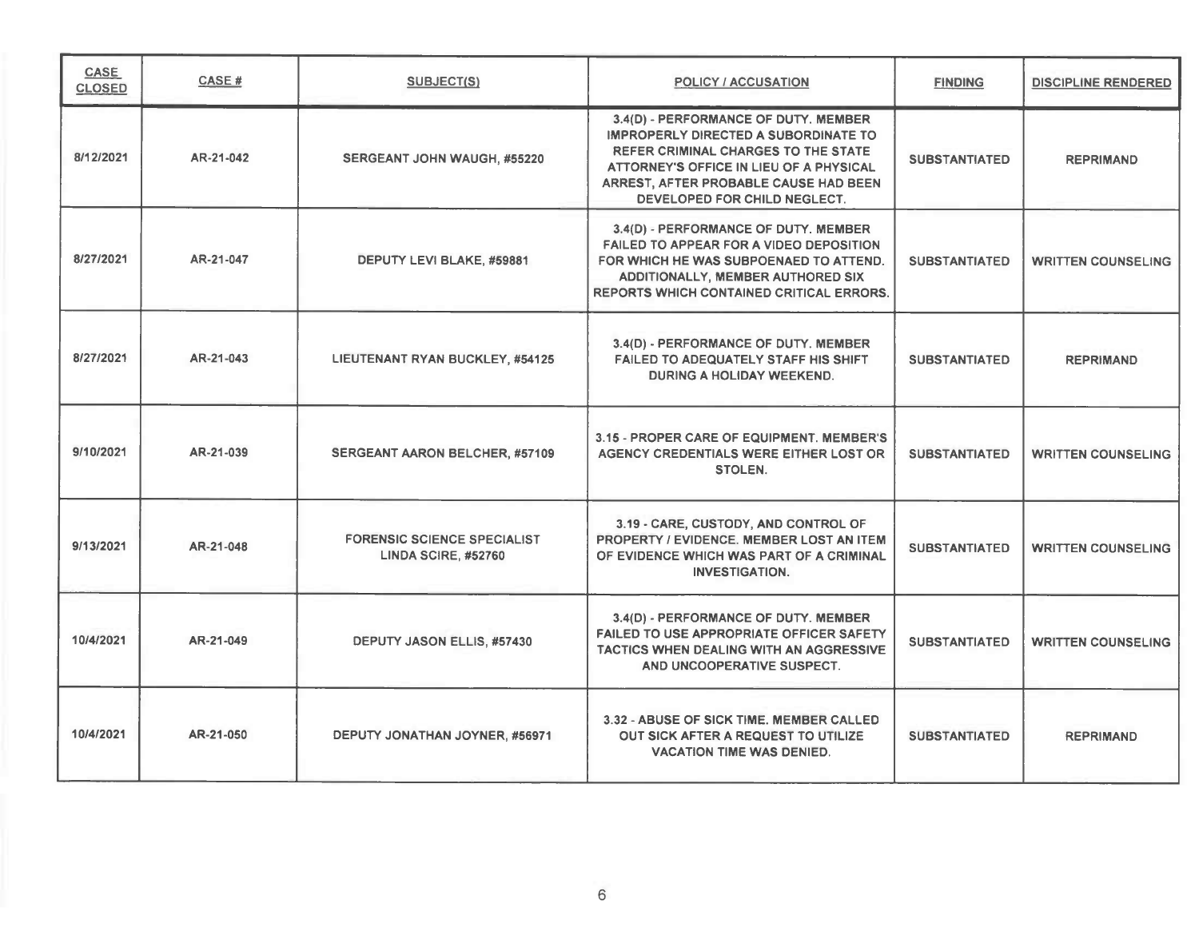| CASE CLOSED | CASE # | SUBJECT(S) | POLICY / ACCUSATION | FINDING | DISCIPLINE RENDERED |
|---|---|---|---|---|---|
| 8/12/2021 | AR-21-042 | SERGEANT JOHN WAUGH, #55220 | 3.4(D) - PERFORMANCE OF DUTY. MEMBER IMPROPERLY DIRECTED A SUBORDINATE TO REFER CRIMINAL CHARGES TO THE STATE ATTORNEY'S OFFICE IN LIEU OF A PHYSICAL ARREST, AFTER PROBABLE CAUSE HAD BEEN DEVELOPED FOR CHILD NEGLECT. | SUBSTANTIATED | REPRIMAND |
| 8/27/2021 | AR-21-047 | DEPUTY LEVI BLAKE, #59881 | 3.4(D) - PERFORMANCE OF DUTY. MEMBER FAILED TO APPEAR FOR A VIDEO DEPOSITION FOR WHICH HE WAS SUBPOENAED TO ATTEND. ADDITIONALLY, MEMBER AUTHORED SIX REPORTS WHICH CONTAINED CRITICAL ERRORS. | SUBSTANTIATED | WRITTEN COUNSELING |
| 8/27/2021 | AR-21-043 | LIEUTENANT RYAN BUCKLEY, #54125 | 3.4(D) - PERFORMANCE OF DUTY. MEMBER FAILED TO ADEQUATELY STAFF HIS SHIFT DURING A HOLIDAY WEEKEND. | SUBSTANTIATED | REPRIMAND |
| 9/10/2021 | AR-21-039 | SERGEANT AARON BELCHER, #57109 | 3.15 - PROPER CARE OF EQUIPMENT. MEMBER'S AGENCY CREDENTIALS WERE EITHER LOST OR STOLEN. | SUBSTANTIATED | WRITTEN COUNSELING |
| 9/13/2021 | AR-21-048 | FORENSIC SCIENCE SPECIALIST LINDA SCIRE, #52760 | 3.19 - CARE, CUSTODY, AND CONTROL OF PROPERTY / EVIDENCE. MEMBER LOST AN ITEM OF EVIDENCE WHICH WAS PART OF A CRIMINAL INVESTIGATION. | SUBSTANTIATED | WRITTEN COUNSELING |
| 10/4/2021 | AR-21-049 | DEPUTY JASON ELLIS, #57430 | 3.4(D) - PERFORMANCE OF DUTY. MEMBER FAILED TO USE APPROPRIATE OFFICER SAFETY TACTICS WHEN DEALING WITH AN AGGRESSIVE AND UNCOOPERATIVE SUSPECT. | SUBSTANTIATED | WRITTEN COUNSELING |
| 10/4/2021 | AR-21-050 | DEPUTY JONATHAN JOYNER, #56971 | 3.32 - ABUSE OF SICK TIME. MEMBER CALLED OUT SICK AFTER A REQUEST TO UTILIZE VACATION TIME WAS DENIED. | SUBSTANTIATED | REPRIMAND |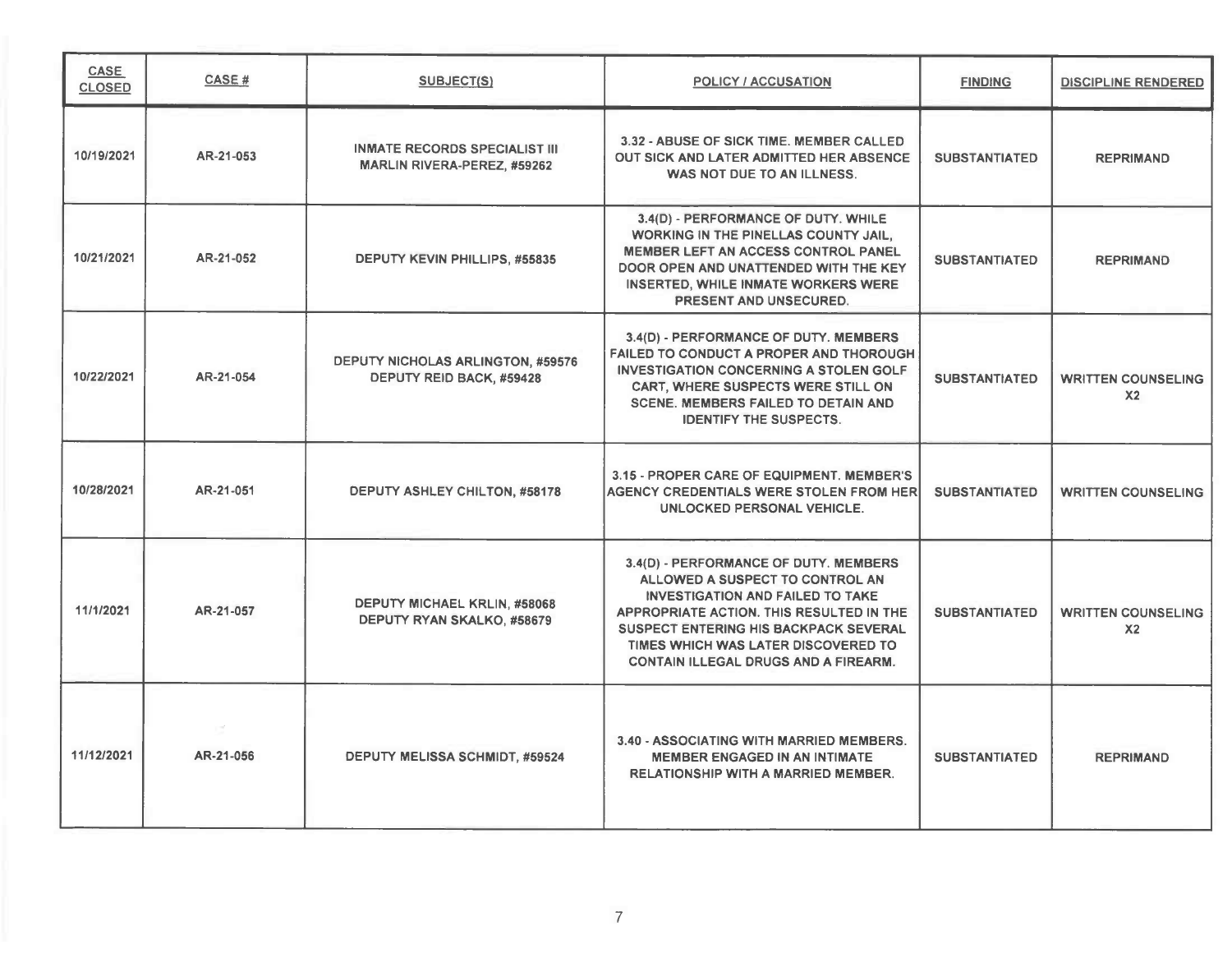| CASE CLOSED | CASE # | SUBJECT(S) | POLICY / ACCUSATION | FINDING | DISCIPLINE RENDERED |
|---|---|---|---|---|---|
| 10/19/2021 | AR-21-053 | INMATE RECORDS SPECIALIST III MARLIN RIVERA-PEREZ, #59262 | 3.32 - ABUSE OF SICK TIME. MEMBER CALLED OUT SICK AND LATER ADMITTED HER ABSENCE WAS NOT DUE TO AN ILLNESS. | SUBSTANTIATED | REPRIMAND |
| 10/21/2021 | AR-21-052 | DEPUTY KEVIN PHILLIPS, #55835 | 3.4(D) - PERFORMANCE OF DUTY. WHILE WORKING IN THE PINELLAS COUNTY JAIL, MEMBER LEFT AN ACCESS CONTROL PANEL DOOR OPEN AND UNATTENDED WITH THE KEY INSERTED, WHILE INMATE WORKERS WERE PRESENT AND UNSECURED. | SUBSTANTIATED | REPRIMAND |
| 10/22/2021 | AR-21-054 | DEPUTY NICHOLAS ARLINGTON, #59576 DEPUTY REID BACK, #59428 | 3.4(D) - PERFORMANCE OF DUTY. MEMBERS FAILED TO CONDUCT A PROPER AND THOROUGH INVESTIGATION CONCERNING A STOLEN GOLF CART, WHERE SUSPECTS WERE STILL ON SCENE. MEMBERS FAILED TO DETAIN AND IDENTIFY THE SUSPECTS. | SUBSTANTIATED | WRITTEN COUNSELING X2 |
| 10/28/2021 | AR-21-051 | DEPUTY ASHLEY CHILTON, #58178 | 3.15 - PROPER CARE OF EQUIPMENT. MEMBER'S AGENCY CREDENTIALS WERE STOLEN FROM HER UNLOCKED PERSONAL VEHICLE. | SUBSTANTIATED | WRITTEN COUNSELING |
| 11/1/2021 | AR-21-057 | DEPUTY MICHAEL KRLIN, #58068 DEPUTY RYAN SKALKO, #58679 | 3.4(D) - PERFORMANCE OF DUTY. MEMBERS ALLOWED A SUSPECT TO CONTROL AN INVESTIGATION AND FAILED TO TAKE APPROPRIATE ACTION. THIS RESULTED IN THE SUSPECT ENTERING HIS BACKPACK SEVERAL TIMES WHICH WAS LATER DISCOVERED TO CONTAIN ILLEGAL DRUGS AND A FIREARM. | SUBSTANTIATED | WRITTEN COUNSELING X2 |
| 11/12/2021 | AR-21-056 | DEPUTY MELISSA SCHMIDT, #59524 | 3.40 - ASSOCIATING WITH MARRIED MEMBERS. MEMBER ENGAGED IN AN INTIMATE RELATIONSHIP WITH A MARRIED MEMBER. | SUBSTANTIATED | REPRIMAND |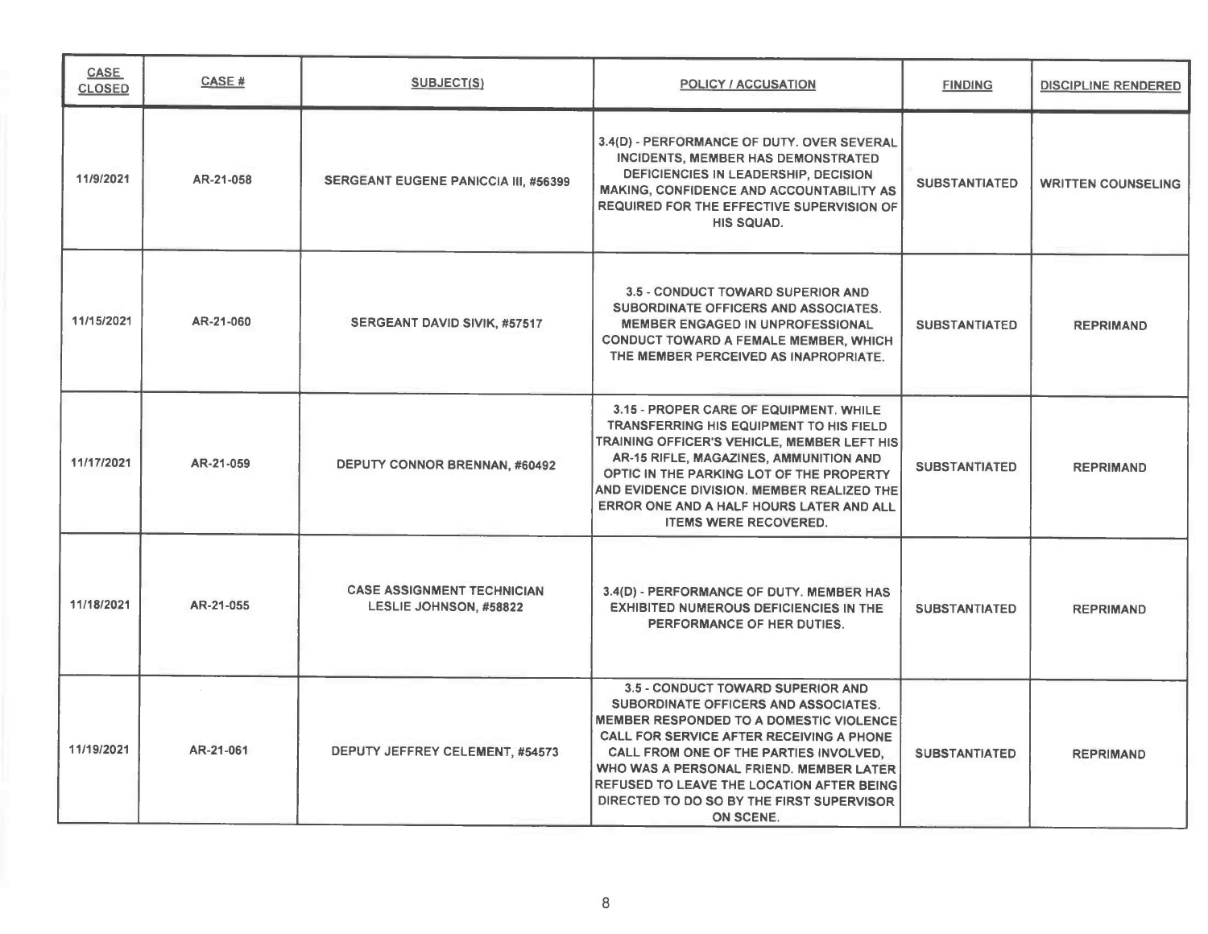| CASE CLOSED | CASE # | SUBJECT(S) | POLICY / ACCUSATION | FINDING | DISCIPLINE RENDERED |
|---|---|---|---|---|---|
| 11/9/2021 | AR-21-058 | SERGEANT EUGENE PANICCIA III, #56399 | 3.4(D) - PERFORMANCE OF DUTY. OVER SEVERAL INCIDENTS, MEMBER HAS DEMONSTRATED DEFICIENCIES IN LEADERSHIP, DECISION MAKING, CONFIDENCE AND ACCOUNTABILITY AS REQUIRED FOR THE EFFECTIVE SUPERVISION OF HIS SQUAD. | SUBSTANTIATED | WRITTEN COUNSELING |
| 11/15/2021 | AR-21-060 | SERGEANT DAVID SIVIK, #57517 | 3.5 - CONDUCT TOWARD SUPERIOR AND SUBORDINATE OFFICERS AND ASSOCIATES. MEMBER ENGAGED IN UNPROFESSIONAL CONDUCT TOWARD A FEMALE MEMBER, WHICH THE MEMBER PERCEIVED AS INAPROPRIATE. | SUBSTANTIATED | REPRIMAND |
| 11/17/2021 | AR-21-059 | DEPUTY CONNOR BRENNAN, #60492 | 3.15 - PROPER CARE OF EQUIPMENT. WHILE TRANSFERRING HIS EQUIPMENT TO HIS FIELD TRAINING OFFICER'S VEHICLE, MEMBER LEFT HIS AR-15 RIFLE, MAGAZINES, AMMUNITION AND OPTIC IN THE PARKING LOT OF THE PROPERTY AND EVIDENCE DIVISION. MEMBER REALIZED THE ERROR ONE AND A HALF HOURS LATER AND ALL ITEMS WERE RECOVERED. | SUBSTANTIATED | REPRIMAND |
| 11/18/2021 | AR-21-055 | CASE ASSIGNMENT TECHNICIAN LESLIE JOHNSON, #58822 | 3.4(D) - PERFORMANCE OF DUTY. MEMBER HAS EXHIBITED NUMEROUS DEFICIENCIES IN THE PERFORMANCE OF HER DUTIES. | SUBSTANTIATED | REPRIMAND |
| 11/19/2021 | AR-21-061 | DEPUTY JEFFREY CELEMENT, #54573 | 3.5 - CONDUCT TOWARD SUPERIOR AND SUBORDINATE OFFICERS AND ASSOCIATES. MEMBER RESPONDED TO A DOMESTIC VIOLENCE CALL FOR SERVICE AFTER RECEIVING A PHONE CALL FROM ONE OF THE PARTIES INVOLVED, WHO WAS A PERSONAL FRIEND. MEMBER LATER REFUSED TO LEAVE THE LOCATION AFTER BEING DIRECTED TO DO SO BY THE FIRST SUPERVISOR ON SCENE. | SUBSTANTIATED | REPRIMAND |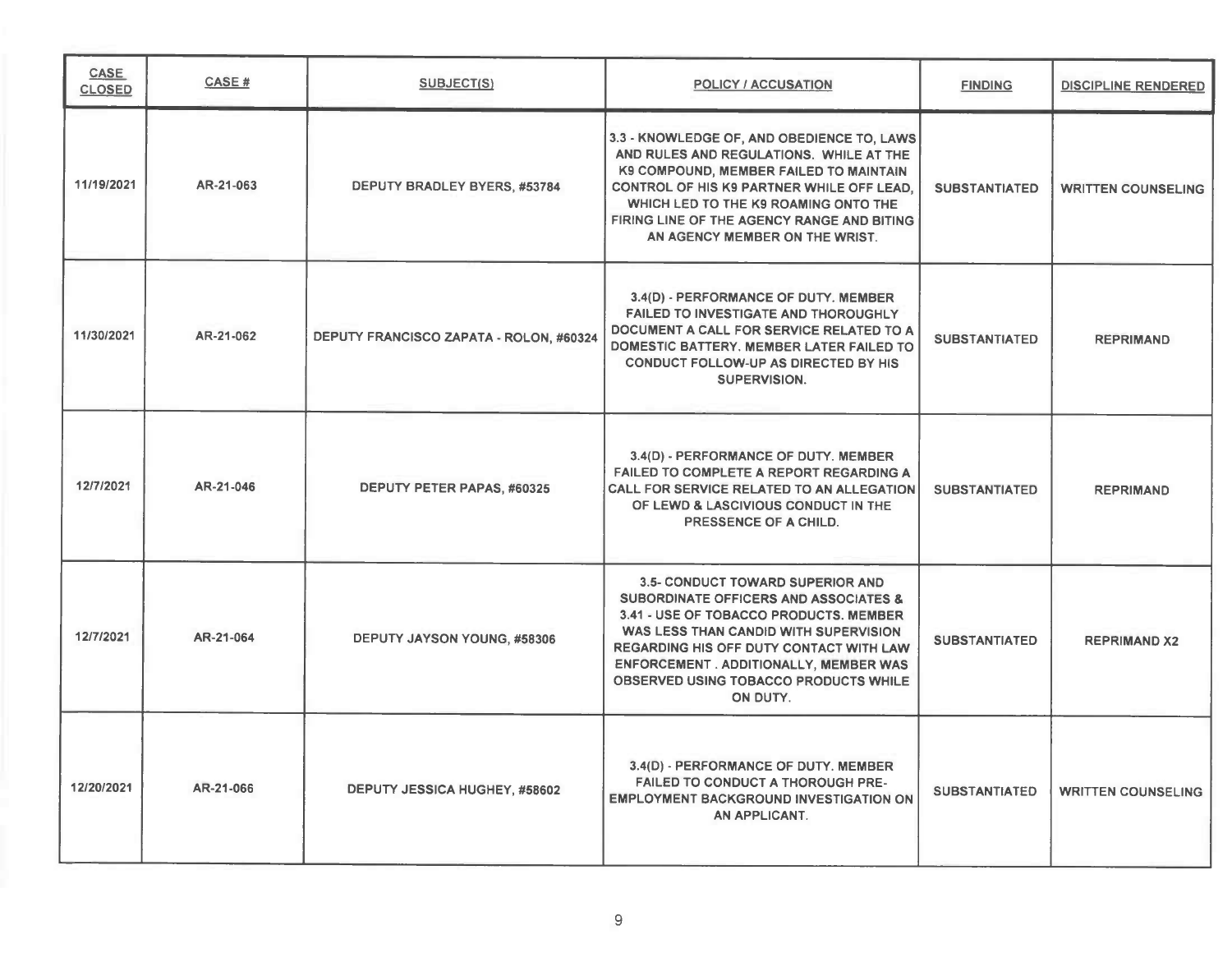| CASE CLOSED | CASE # | SUBJECT(S) | POLICY / ACCUSATION | FINDING | DISCIPLINE RENDERED |
|---|---|---|---|---|---|
| 11/19/2021 | AR-21-063 | DEPUTY BRADLEY BYERS, #53784 | 3.3 - KNOWLEDGE OF, AND OBEDIENCE TO, LAWS AND RULES AND REGULATIONS. WHILE AT THE K9 COMPOUND, MEMBER FAILED TO MAINTAIN CONTROL OF HIS K9 PARTNER WHILE OFF LEAD, WHICH LED TO THE K9 ROAMING ONTO THE FIRING LINE OF THE AGENCY RANGE AND BITING AN AGENCY MEMBER ON THE WRIST. | SUBSTANTIATED | WRITTEN COUNSELING |
| 11/30/2021 | AR-21-062 | DEPUTY FRANCISCO ZAPATA - ROLON, #60324 | 3.4(D) - PERFORMANCE OF DUTY. MEMBER FAILED TO INVESTIGATE AND THOROUGHLY DOCUMENT A CALL FOR SERVICE RELATED TO A DOMESTIC BATTERY. MEMBER LATER FAILED TO CONDUCT FOLLOW-UP AS DIRECTED BY HIS SUPERVISION. | SUBSTANTIATED | REPRIMAND |
| 12/7/2021 | AR-21-046 | DEPUTY PETER PAPAS, #60325 | 3.4(D) - PERFORMANCE OF DUTY. MEMBER FAILED TO COMPLETE A REPORT REGARDING A CALL FOR SERVICE RELATED TO AN ALLEGATION OF LEWD & LASCIVIOUS CONDUCT IN THE PRESSENCE OF A CHILD. | SUBSTANTIATED | REPRIMAND |
| 12/7/2021 | AR-21-064 | DEPUTY JAYSON YOUNG, #58306 | 3.5- CONDUCT TOWARD SUPERIOR AND SUBORDINATE OFFICERS AND ASSOCIATES & 3.41 - USE OF TOBACCO PRODUCTS. MEMBER WAS LESS THAN CANDID WITH SUPERVISION REGARDING HIS OFF DUTY CONTACT WITH LAW ENFORCEMENT . ADDITIONALLY, MEMBER WAS OBSERVED USING TOBACCO PRODUCTS WHILE ON DUTY. | SUBSTANTIATED | REPRIMAND X2 |
| 12/20/2021 | AR-21-066 | DEPUTY JESSICA HUGHEY, #58602 | 3.4(D) - PERFORMANCE OF DUTY. MEMBER FAILED TO CONDUCT A THOROUGH PRE-EMPLOYMENT BACKGROUND INVESTIGATION ON AN APPLICANT. | SUBSTANTIATED | WRITTEN COUNSELING |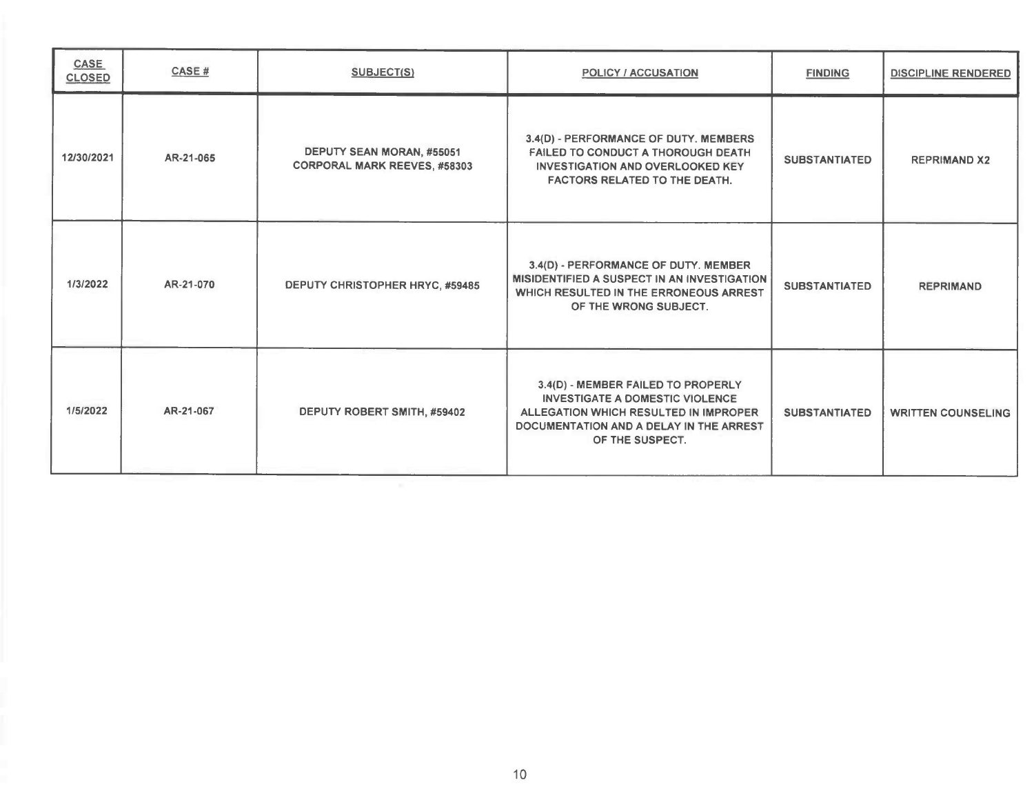| CASE CLOSED | CASE # | SUBJECT(S) | POLICY / ACCUSATION | FINDING | DISCIPLINE RENDERED |
| --- | --- | --- | --- | --- | --- |
| 12/30/2021 | AR-21-065 | DEPUTY SEAN MORAN, #55051<br>CORPORAL MARK REEVES, #58303 | 3.4(D) - PERFORMANCE OF DUTY. MEMBERS FAILED TO CONDUCT A THOROUGH DEATH INVESTIGATION AND OVERLOOKED KEY FACTORS RELATED TO THE DEATH. | SUBSTANTIATED | REPRIMAND X2 |
| 1/3/2022 | AR-21-070 | DEPUTY CHRISTOPHER HRYC, #59485 | 3.4(D) - PERFORMANCE OF DUTY. MEMBER MISIDENTIFIED A SUSPECT IN AN INVESTIGATION WHICH RESULTED IN THE ERRONEOUS ARREST OF THE WRONG SUBJECT. | SUBSTANTIATED | REPRIMAND |
| 1/5/2022 | AR-21-067 | DEPUTY ROBERT SMITH, #59402 | 3.4(D) - MEMBER FAILED TO PROPERLY INVESTIGATE A DOMESTIC VIOLENCE ALLEGATION WHICH RESULTED IN IMPROPER DOCUMENTATION AND A DELAY IN THE ARREST OF THE SUSPECT. | SUBSTANTIATED | WRITTEN COUNSELING |